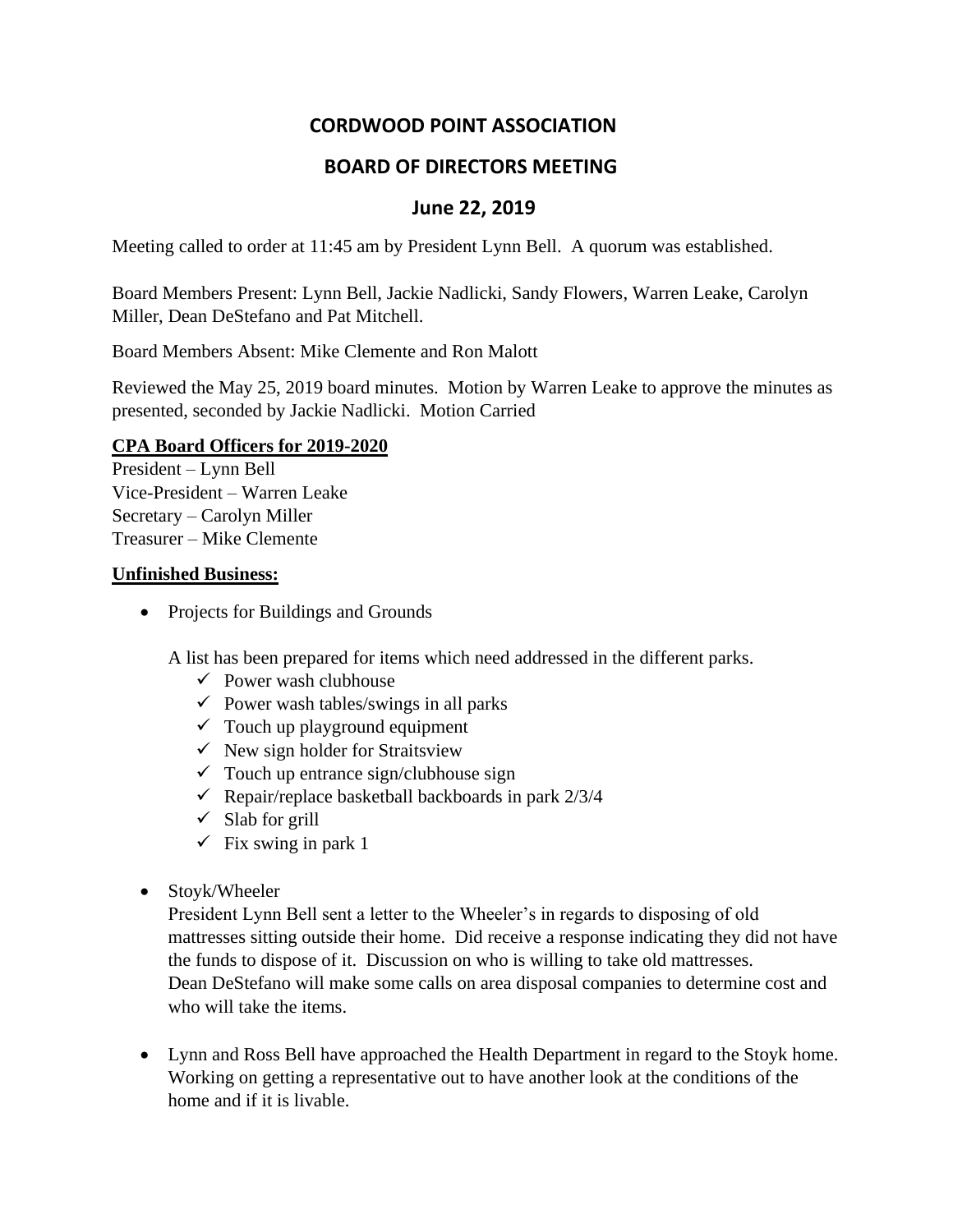# CORDWOOD POINT ASSOCIATION

## BOARD OF DIRECTORS MEETING

## June 22, 2019

Meeting called to order at 11:45 am by President Lynn Bell. A quorum was established.

Board Members Present: Lynn Bell, Jackie Nadlicki, Sandy Flowers, Warren Leake, Carolyn Miller, Dean DeStefano and Pat Mitchell.

Board Members Absent: Mike Clemente and Ron Malott

Reviewed the May 25, 2019 board minutes. Motion by Warren Leake to approve the minutes as presented, seconded by Jackie Nadlicki. Motion Carried

**CPA Board Officers for 2019-2020**

President – Lynn Bell
Vice-President – Warren Leake
Secretary – Carolyn Miller
Treasurer – Mike Clemente

**Unfinished Business:**

- Projects for Buildings and Grounds

  A list has been prepared for items which need addressed in the different parks.

  - ✓ Power wash clubhouse
  - ✓ Power wash tables/swings in all parks
  - ✓ Touch up playground equipment
  - ✓ New sign holder for Straitsview
  - ✓ Touch up entrance sign/clubhouse sign
  - ✓ Repair/replace basketball backboards in park 2/3/4
  - ✓ Slab for grill
  - ✓ Fix swing in park 1

- Stoyk/Wheeler

  President Lynn Bell sent a letter to the Wheeler's in regards to disposing of old mattresses sitting outside their home. Did receive a response indicating they did not have the funds to dispose of it. Discussion on who is willing to take old mattresses. Dean DeStefano will make some calls on area disposal companies to determine cost and who will take the items.

- Lynn and Ross Bell have approached the Health Department in regard to the Stoyk home. Working on getting a representative out to have another look at the conditions of the home and if it is livable.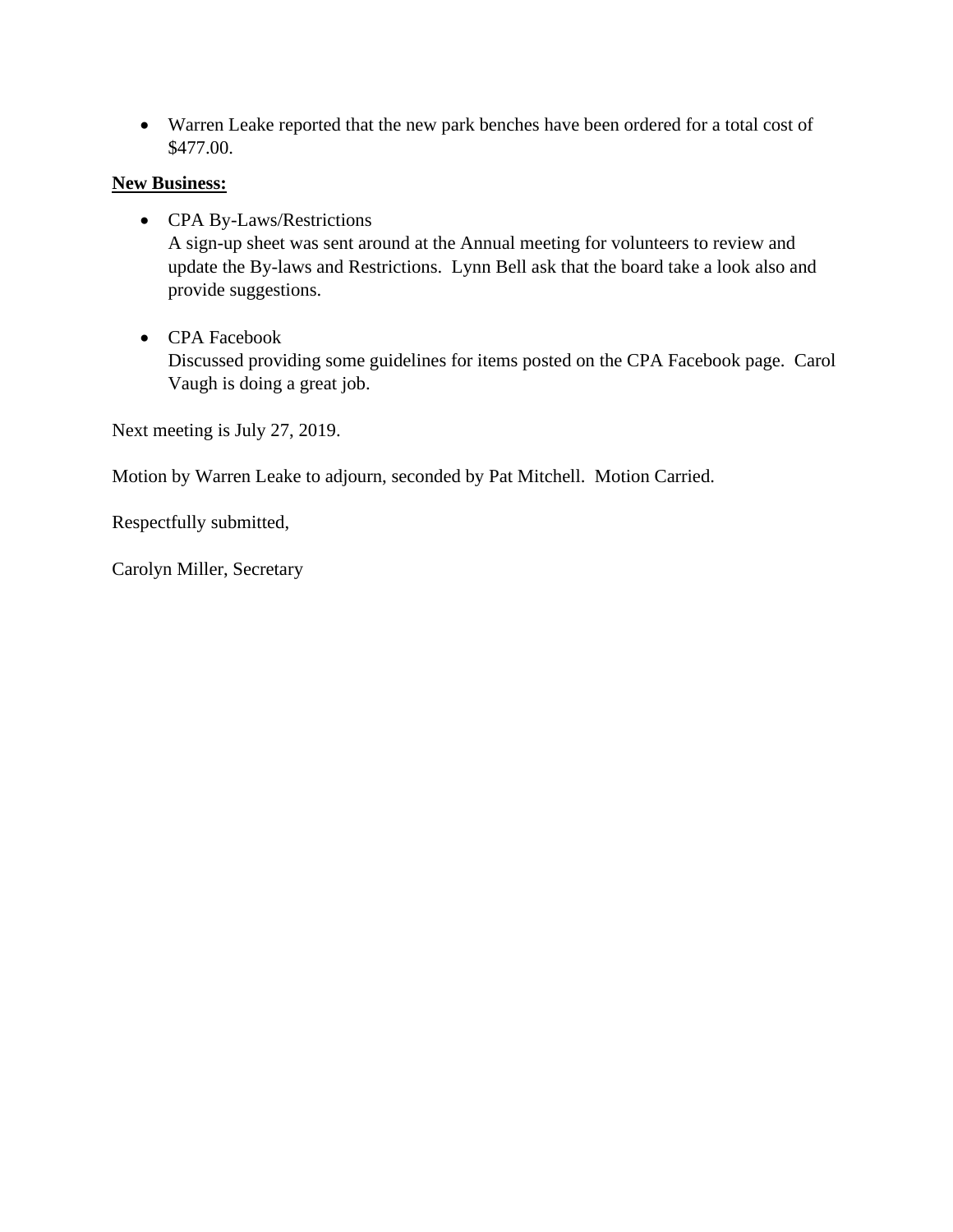- Warren Leake reported that the new park benches have been ordered for a total cost of $477.00.

**New Business:**

- CPA By-Laws/Restrictions
  A sign-up sheet was sent around at the Annual meeting for volunteers to review and update the By-laws and Restrictions.  Lynn Bell ask that the board take a look also and provide suggestions.

- CPA Facebook
  Discussed providing some guidelines for items posted on the CPA Facebook page.  Carol Vaugh is doing a great job.

Next meeting is July 27, 2019.

Motion by Warren Leake to adjourn, seconded by Pat Mitchell.  Motion Carried.

Respectfully submitted,

Carolyn Miller, Secretary